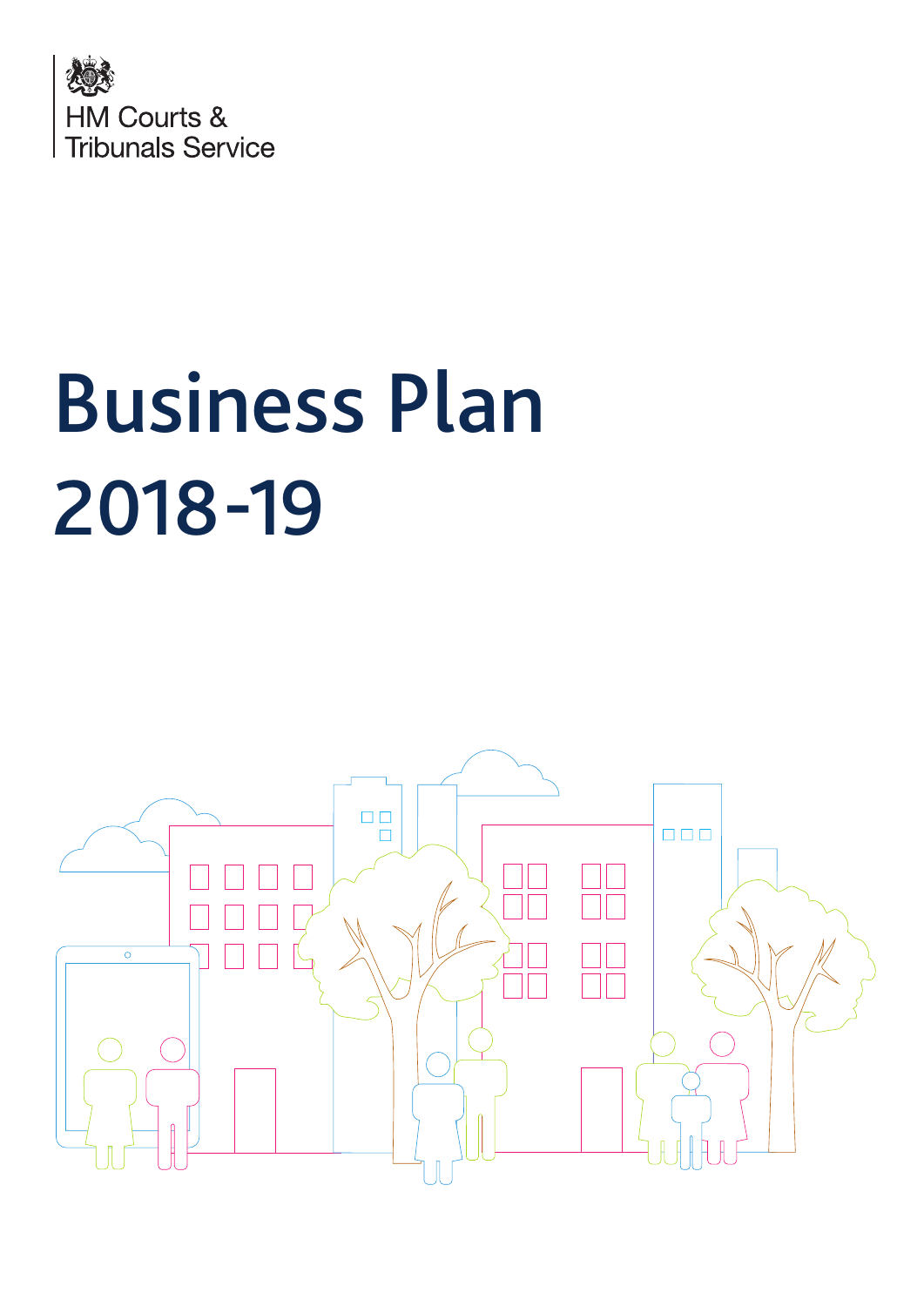HM Courts & Tribunals Service

# Business Plan 2018-19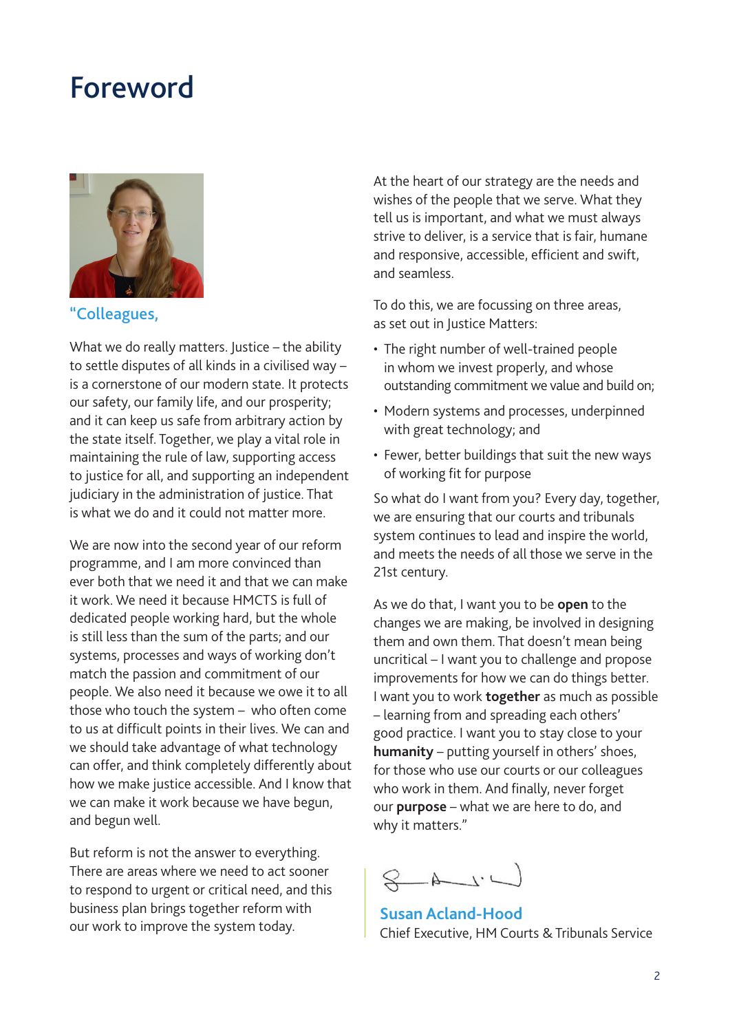# Foreword

"Colleagues,

What we do really matters. Justice – the ability to settle disputes of all kinds in a civilised way – is a cornerstone of our modern state. It protects our safety, our family life, and our prosperity; and it can keep us safe from arbitrary action by the state itself. Together, we play a vital role in maintaining the rule of law, supporting access to justice for all, and supporting an independent judiciary in the administration of justice. That is what we do and it could not matter more.

We are now into the second year of our reform programme, and I am more convinced than ever both that we need it and that we can make it work. We need it because HMCTS is full of dedicated people working hard, but the whole is still less than the sum of the parts; and our systems, processes and ways of working don't match the passion and commitment of our people. We also need it because we owe it to all those who touch the system – who often come to us at difficult points in their lives. We can and we should take advantage of what technology can offer, and think completely differently about how we make justice accessible. And I know that we can make it work because we have begun, and begun well.

But reform is not the answer to everything. There are areas where we need to act sooner to respond to urgent or critical need, and this business plan brings together reform with our work to improve the system today.

At the heart of our strategy are the needs and wishes of the people that we serve. What they tell us is important, and what we must always strive to deliver, is a service that is fair, humane and responsive, accessible, efficient and swift, and seamless.

To do this, we are focussing on three areas, as set out in Justice Matters:

- The right number of well-trained people in whom we invest properly, and whose outstanding commitment we value and build on;
- Modern systems and processes, underpinned with great technology; and
- Fewer, better buildings that suit the new ways of working fit for purpose

So what do I want from you? Every day, together, we are ensuring that our courts and tribunals system continues to lead and inspire the world, and meets the needs of all those we serve in the 21st century.

As we do that, I want you to be **open** to the changes we are making, be involved in designing them and own them. That doesn't mean being uncritical – I want you to challenge and propose improvements for how we can do things better. I want you to work **together** as much as possible – learning from and spreading each others' good practice. I want you to stay close to your **humanity** – putting yourself in others' shoes, for those who use our courts or our colleagues who work in them. And finally, never forget our **purpose** – what we are here to do, and why it matters."

**Susan Acland-Hood**
Chief Executive, HM Courts & Tribunals Service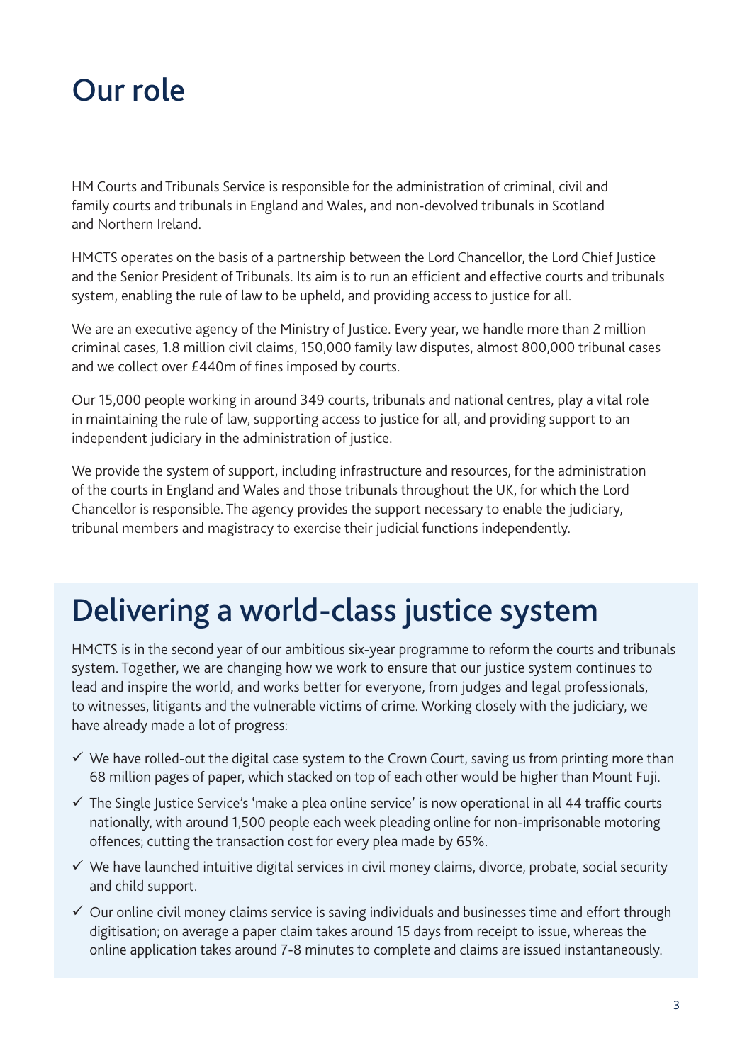# Our role

HM Courts and Tribunals Service is responsible for the administration of criminal, civil and family courts and tribunals in England and Wales, and non-devolved tribunals in Scotland and Northern Ireland.

HMCTS operates on the basis of a partnership between the Lord Chancellor, the Lord Chief Justice and the Senior President of Tribunals. Its aim is to run an efficient and effective courts and tribunals system, enabling the rule of law to be upheld, and providing access to justice for all.

We are an executive agency of the Ministry of Justice. Every year, we handle more than 2 million criminal cases, 1.8 million civil claims, 150,000 family law disputes, almost 800,000 tribunal cases and we collect over £440m of fines imposed by courts.

Our 15,000 people working in around 349 courts, tribunals and national centres, play a vital role in maintaining the rule of law, supporting access to justice for all, and providing support to an independent judiciary in the administration of justice.

We provide the system of support, including infrastructure and resources, for the administration of the courts in England and Wales and those tribunals throughout the UK, for which the Lord Chancellor is responsible. The agency provides the support necessary to enable the judiciary, tribunal members and magistracy to exercise their judicial functions independently.

## Delivering a world-class justice system

HMCTS is in the second year of our ambitious six-year programme to reform the courts and tribunals system. Together, we are changing how we work to ensure that our justice system continues to lead and inspire the world, and works better for everyone, from judges and legal professionals, to witnesses, litigants and the vulnerable victims of crime. Working closely with the judiciary, we have already made a lot of progress:

- ✓ We have rolled-out the digital case system to the Crown Court, saving us from printing more than 68 million pages of paper, which stacked on top of each other would be higher than Mount Fuji.
- ✓ The Single Justice Service's 'make a plea online service' is now operational in all 44 traffic courts nationally, with around 1,500 people each week pleading online for non-imprisonable motoring offences; cutting the transaction cost for every plea made by 65%.
- ✓ We have launched intuitive digital services in civil money claims, divorce, probate, social security and child support.
- ✓ Our online civil money claims service is saving individuals and businesses time and effort through digitisation; on average a paper claim takes around 15 days from receipt to issue, whereas the online application takes around 7-8 minutes to complete and claims are issued instantaneously.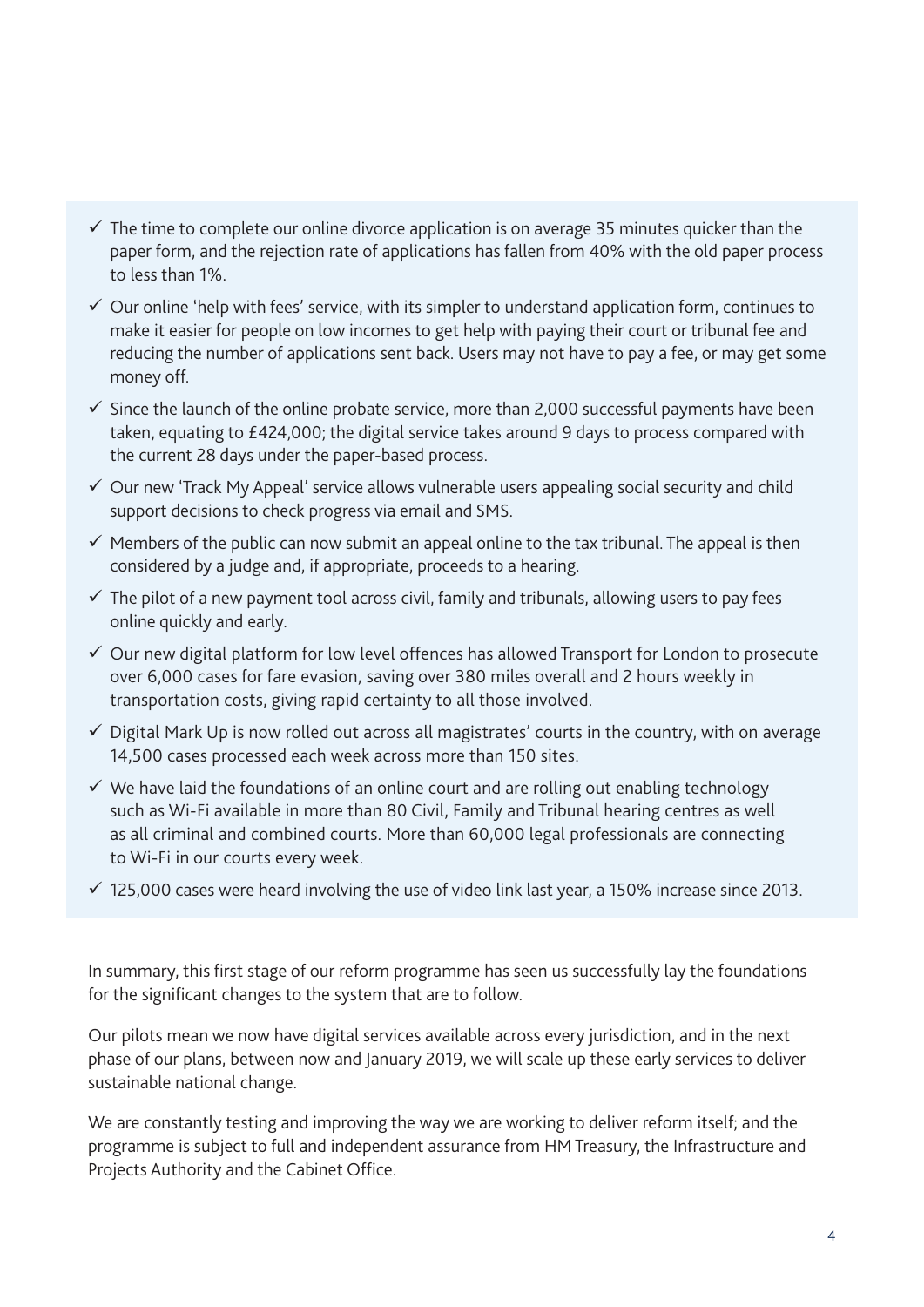- ✓ The time to complete our online divorce application is on average 35 minutes quicker than the paper form, and the rejection rate of applications has fallen from 40% with the old paper process to less than 1%.
- ✓ Our online 'help with fees' service, with its simpler to understand application form, continues to make it easier for people on low incomes to get help with paying their court or tribunal fee and reducing the number of applications sent back. Users may not have to pay a fee, or may get some money off.
- ✓ Since the launch of the online probate service, more than 2,000 successful payments have been taken, equating to £424,000; the digital service takes around 9 days to process compared with the current 28 days under the paper-based process.
- ✓ Our new 'Track My Appeal' service allows vulnerable users appealing social security and child support decisions to check progress via email and SMS.
- ✓ Members of the public can now submit an appeal online to the tax tribunal. The appeal is then considered by a judge and, if appropriate, proceeds to a hearing.
- ✓ The pilot of a new payment tool across civil, family and tribunals, allowing users to pay fees online quickly and early.
- ✓ Our new digital platform for low level offences has allowed Transport for London to prosecute over 6,000 cases for fare evasion, saving over 380 miles overall and 2 hours weekly in transportation costs, giving rapid certainty to all those involved.
- ✓ Digital Mark Up is now rolled out across all magistrates' courts in the country, with on average 14,500 cases processed each week across more than 150 sites.
- ✓ We have laid the foundations of an online court and are rolling out enabling technology such as Wi-Fi available in more than 80 Civil, Family and Tribunal hearing centres as well as all criminal and combined courts. More than 60,000 legal professionals are connecting to Wi-Fi in our courts every week.
- ✓ 125,000 cases were heard involving the use of video link last year, a 150% increase since 2013.

In summary, this first stage of our reform programme has seen us successfully lay the foundations for the significant changes to the system that are to follow.

Our pilots mean we now have digital services available across every jurisdiction, and in the next phase of our plans, between now and January 2019, we will scale up these early services to deliver sustainable national change.

We are constantly testing and improving the way we are working to deliver reform itself; and the programme is subject to full and independent assurance from HM Treasury, the Infrastructure and Projects Authority and the Cabinet Office.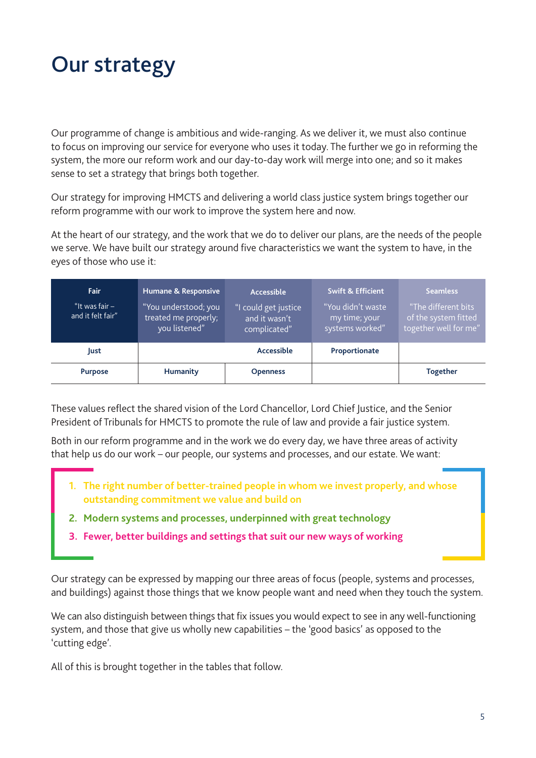# Our strategy

Our programme of change is ambitious and wide-ranging. As we deliver it, we must also continue to focus on improving our service for everyone who uses it today. The further we go in reforming the system, the more our reform work and our day-to-day work will merge into one; and so it makes sense to set a strategy that brings both together.

Our strategy for improving HMCTS and delivering a world class justice system brings together our reform programme with our work to improve the system here and now.

At the heart of our strategy, and the work that we do to deliver our plans, are the needs of the people we serve. We have built our strategy around five characteristics we want the system to have, in the eyes of those who use it:

| **Fair** “It was fair – and it felt fair” | **Humane & Responsive** “You understood; you treated me properly; you listened” | **Accessible** “I could get justice and it wasn't complicated” | **Swift & Efficient** “You didn't waste my time; your systems worked” | **Seamless** “The different bits of the system fitted together well for me” |
|---|---|---|---|---|
| **Just** | | **Accessible** | **Proportionate** | |
| **Purpose** | **Humanity** | **Openness** | | **Together** |

These values reflect the shared vision of the Lord Chancellor, Lord Chief Justice, and the Senior President of Tribunals for HMCTS to promote the rule of law and provide a fair justice system.

Both in our reform programme and in the work we do every day, we have three areas of activity that help us do our work – our people, our systems and processes, and our estate. We want:

1. **The right number of better-trained people in whom we invest properly, and whose outstanding commitment we value and build on**
2. **Modern systems and processes, underpinned with great technology**
3. **Fewer, better buildings and settings that suit our new ways of working**

Our strategy can be expressed by mapping our three areas of focus (people, systems and processes, and buildings) against those things that we know people want and need when they touch the system.

We can also distinguish between things that fix issues you would expect to see in any well-functioning system, and those that give us wholly new capabilities – the 'good basics' as opposed to the 'cutting edge'.

All of this is brought together in the tables that follow.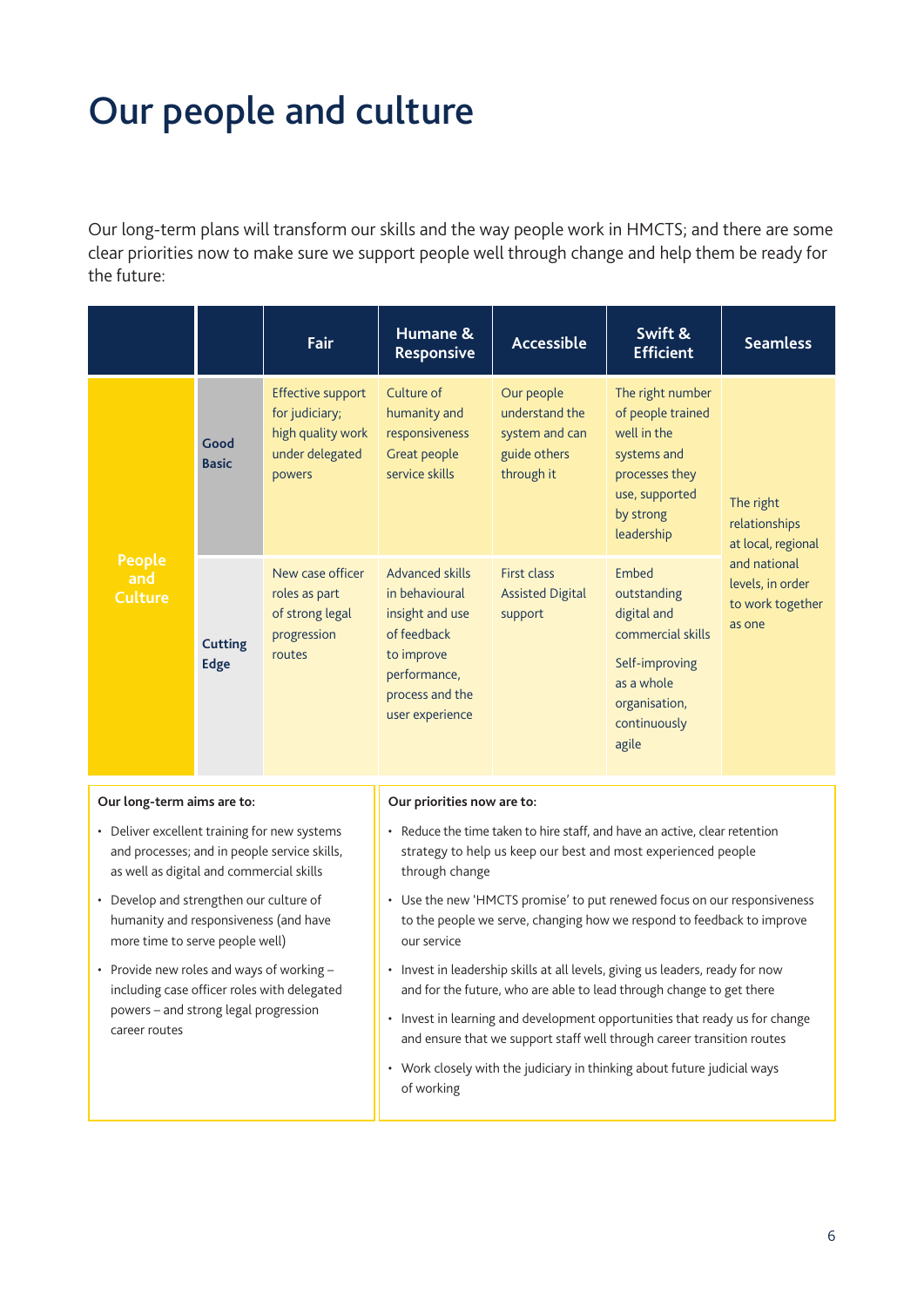# Our people and culture

Our long-term plans will transform our skills and the way people work in HMCTS; and there are some clear priorities now to make sure we support people well through change and help them be ready for the future:

| | | Fair | Humane & Responsive | Accessible | Swift & Efficient | Seamless |
|---|---|---|---|---|---|---|
| People and Culture | Good Basic | Effective support for judiciary; high quality work under delegated powers | Culture of humanity and responsiveness Great people service skills | Our people understand the system and can guide others through it | The right number of people trained well in the systems and processes they use, supported by strong leadership | The right relationships at local, regional and national levels, in order to work together as one |
| | Cutting Edge | New case officer roles as part of strong legal progression routes | Advanced skills in behavioural insight and use of feedback to improve performance, process and the user experience | First class Assisted Digital support | Embed outstanding digital and commercial skills<br>Self-improving as a whole organisation, continuously agile | |

**Our long-term aims are to:**

- Deliver excellent training for new systems and processes; and in people service skills, as well as digital and commercial skills
- Develop and strengthen our culture of humanity and responsiveness (and have more time to serve people well)
- Provide new roles and ways of working – including case officer roles with delegated powers – and strong legal progression career routes

**Our priorities now are to:**

- Reduce the time taken to hire staff, and have an active, clear retention strategy to help us keep our best and most experienced people through change
- Use the new 'HMCTS promise' to put renewed focus on our responsiveness to the people we serve, changing how we respond to feedback to improve our service
- Invest in leadership skills at all levels, giving us leaders, ready for now and for the future, who are able to lead through change to get there
- Invest in learning and development opportunities that ready us for change and ensure that we support staff well through career transition routes
- Work closely with the judiciary in thinking about future judicial ways of working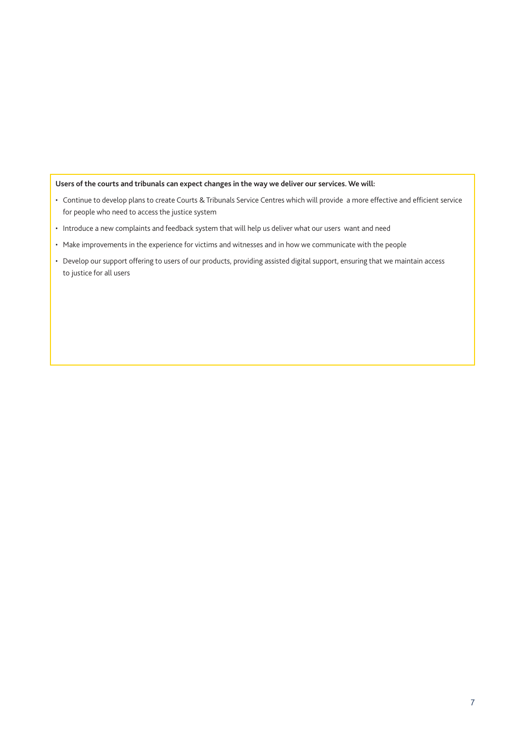**Users of the courts and tribunals can expect changes in the way we deliver our services. We will:**

- Continue to develop plans to create Courts & Tribunals Service Centres which will provide a more effective and efficient service for people who need to access the justice system
- Introduce a new complaints and feedback system that will help us deliver what our users want and need
- Make improvements in the experience for victims and witnesses and in how we communicate with the people
- Develop our support offering to users of our products, providing assisted digital support, ensuring that we maintain access to justice for all users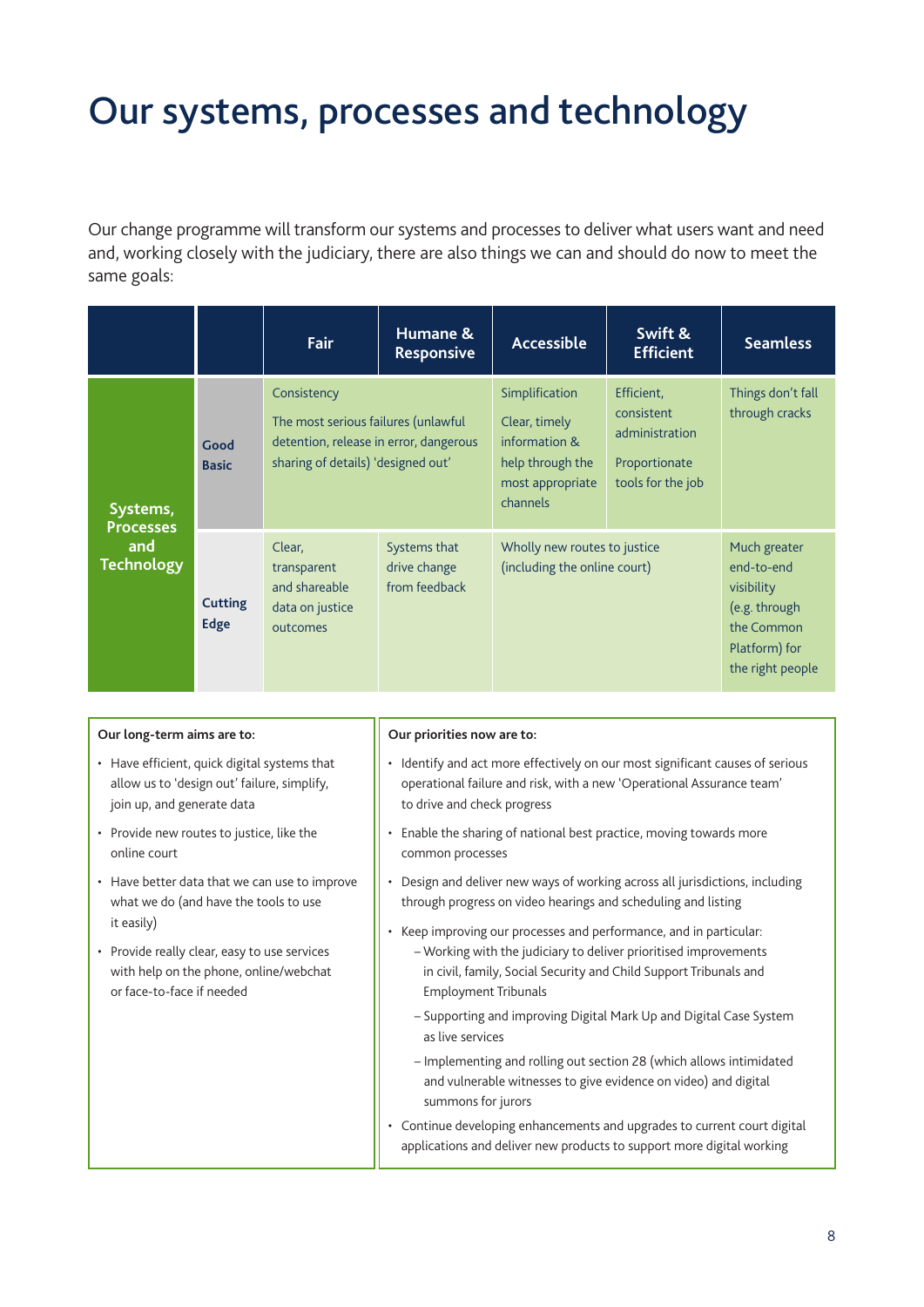# Our systems, processes and technology

Our change programme will transform our systems and processes to deliver what users want and need and, working closely with the judiciary, there are also things we can and should do now to meet the same goals:

| | | Fair | Humane & Responsive | Accessible | Swift & Efficient | Seamless |
|---|---|---|---|---|---|---|
| **Systems, Processes and Technology** | **Good Basic** | Consistency<br>The most serious failures (unlawful detention, release in error, dangerous sharing of details) 'designed out' | | Simplification<br>Clear, timely information & help through the most appropriate channels | Efficient, consistent administration<br>Proportionate tools for the job | Things don't fall through cracks |
| | **Cutting Edge** | Clear, transparent and shareable data on justice outcomes | Systems that drive change from feedback | Wholly new routes to justice (including the online court) | | Much greater end-to-end visibility (e.g. through the Common Platform) for the right people |

**Our long-term aims are to:**

- Have efficient, quick digital systems that allow us to 'design out' failure, simplify, join up, and generate data
- Provide new routes to justice, like the online court
- Have better data that we can use to improve what we do (and have the tools to use it easily)
- Provide really clear, easy to use services with help on the phone, online/webchat or face-to-face if needed

**Our priorities now are to:**

- Identify and act more effectively on our most significant causes of serious operational failure and risk, with a new 'Operational Assurance team' to drive and check progress
- Enable the sharing of national best practice, moving towards more common processes
- Design and deliver new ways of working across all jurisdictions, including through progress on video hearings and scheduling and listing
- Keep improving our processes and performance, and in particular:
  - Working with the judiciary to deliver prioritised improvements in civil, family, Social Security and Child Support Tribunals and Employment Tribunals
  - Supporting and improving Digital Mark Up and Digital Case System as live services
  - Implementing and rolling out section 28 (which allows intimidated and vulnerable witnesses to give evidence on video) and digital summons for jurors
- Continue developing enhancements and upgrades to current court digital applications and deliver new products to support more digital working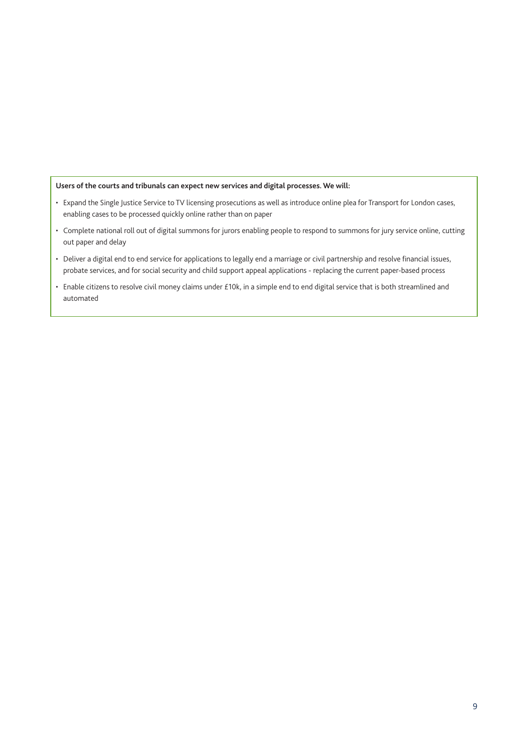**Users of the courts and tribunals can expect new services and digital processes. We will:**

- Expand the Single Justice Service to TV licensing prosecutions as well as introduce online plea for Transport for London cases, enabling cases to be processed quickly online rather than on paper
- Complete national roll out of digital summons for jurors enabling people to respond to summons for jury service online, cutting out paper and delay
- Deliver a digital end to end service for applications to legally end a marriage or civil partnership and resolve financial issues, probate services, and for social security and child support appeal applications - replacing the current paper-based process
- Enable citizens to resolve civil money claims under £10k, in a simple end to end digital service that is both streamlined and automated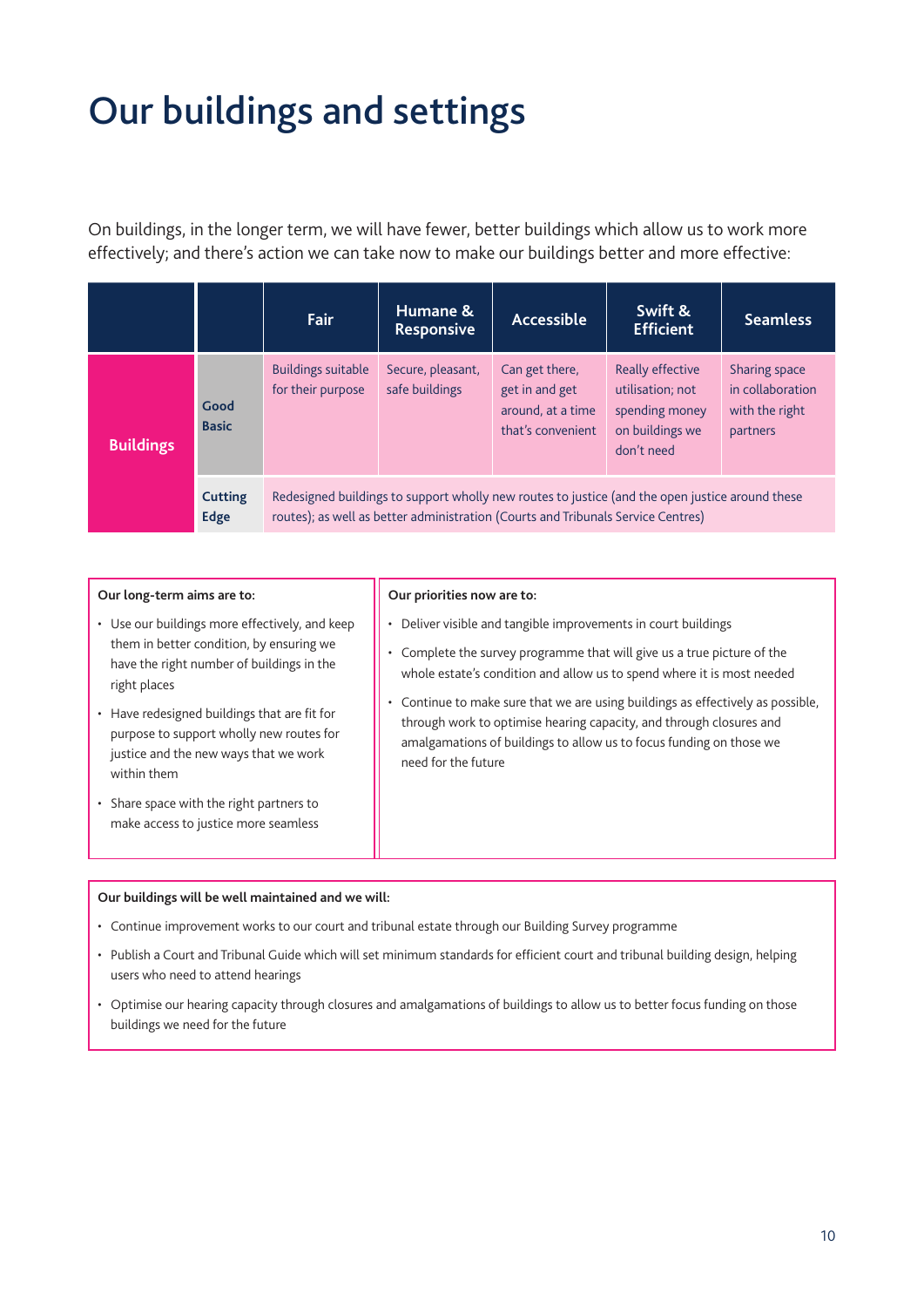# Our buildings and settings

On buildings, in the longer term, we will have fewer, better buildings which allow us to work more effectively; and there's action we can take now to make our buildings better and more effective:

| | | Fair | Humane & Responsive | Accessible | Swift & Efficient | Seamless |
|---|---|---|---|---|---|---|
| **Buildings** | **Good Basic** | Buildings suitable for their purpose | Secure, pleasant, safe buildings | Can get there, get in and get around, at a time that's convenient | Really effective utilisation; not spending money on buildings we don't need | Sharing space in collaboration with the right partners |
| | **Cutting Edge** | Redesigned buildings to support wholly new routes to justice (and the open justice around these routes); as well as better administration (Courts and Tribunals Service Centres) | | | | |

**Our long-term aims are to:**

- Use our buildings more effectively, and keep them in better condition, by ensuring we have the right number of buildings in the right places
- Have redesigned buildings that are fit for purpose to support wholly new routes for justice and the new ways that we work within them
- Share space with the right partners to make access to justice more seamless

**Our priorities now are to:**

- Deliver visible and tangible improvements in court buildings
- Complete the survey programme that will give us a true picture of the whole estate's condition and allow us to spend where it is most needed
- Continue to make sure that we are using buildings as effectively as possible, through work to optimise hearing capacity, and through closures and amalgamations of buildings to allow us to focus funding on those we need for the future

**Our buildings will be well maintained and we will:**

- Continue improvement works to our court and tribunal estate through our Building Survey programme
- Publish a Court and Tribunal Guide which will set minimum standards for efficient court and tribunal building design, helping users who need to attend hearings
- Optimise our hearing capacity through closures and amalgamations of buildings to allow us to better focus funding on those buildings we need for the future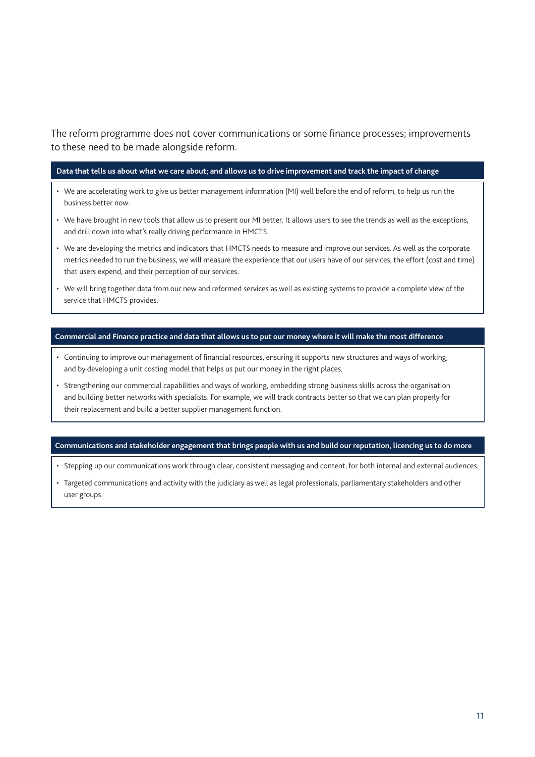The reform programme does not cover communications or some finance processes; improvements to these need to be made alongside reform.

**Data that tells us about what we care about; and allows us to drive improvement and track the impact of change**

- We are accelerating work to give us better management information (MI) well before the end of reform, to help us run the business better now:
- We have brought in new tools that allow us to present our MI better. It allows users to see the trends as well as the exceptions, and drill down into what's really driving performance in HMCTS.
- We are developing the metrics and indicators that HMCTS needs to measure and improve our services. As well as the corporate metrics needed to run the business, we will measure the experience that our users have of our services, the effort (cost and time) that users expend, and their perception of our services.
- We will bring together data from our new and reformed services as well as existing systems to provide a complete view of the service that HMCTS provides.

**Commercial and Finance practice and data that allows us to put our money where it will make the most difference**

- Continuing to improve our management of financial resources, ensuring it supports new structures and ways of working, and by developing a unit costing model that helps us put our money in the right places.
- Strengthening our commercial capabilities and ways of working, embedding strong business skills across the organisation and building better networks with specialists. For example, we will track contracts better so that we can plan properly for their replacement and build a better supplier management function.

**Communications and stakeholder engagement that brings people with us and build our reputation, licencing us to do more**

- Stepping up our communications work through clear, consistent messaging and content, for both internal and external audiences.
- Targeted communications and activity with the judiciary as well as legal professionals, parliamentary stakeholders and other user groups.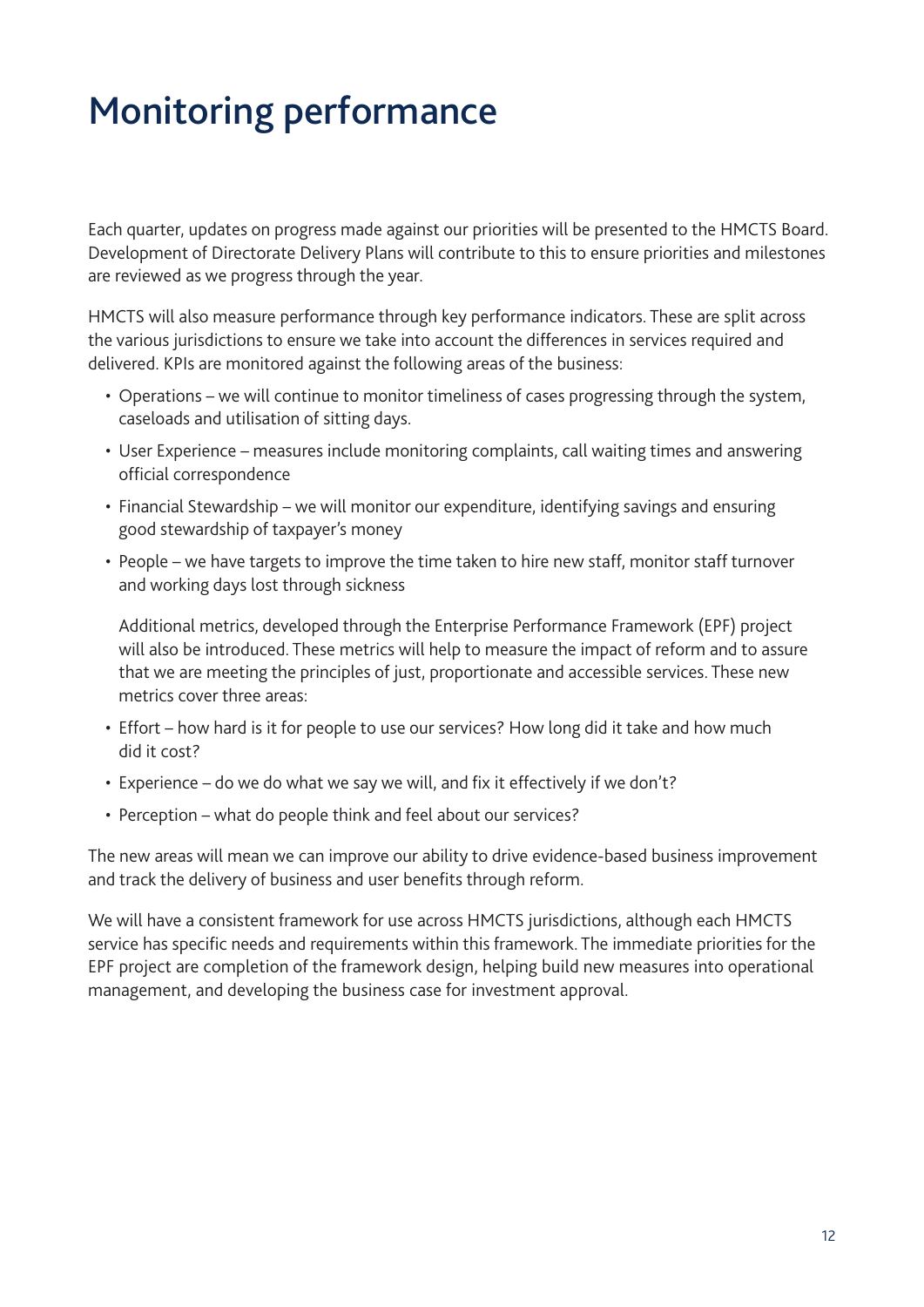# Monitoring performance

Each quarter, updates on progress made against our priorities will be presented to the HMCTS Board. Development of Directorate Delivery Plans will contribute to this to ensure priorities and milestones are reviewed as we progress through the year.

HMCTS will also measure performance through key performance indicators. These are split across the various jurisdictions to ensure we take into account the differences in services required and delivered. KPIs are monitored against the following areas of the business:

- Operations – we will continue to monitor timeliness of cases progressing through the system, caseloads and utilisation of sitting days.
- User Experience – measures include monitoring complaints, call waiting times and answering official correspondence
- Financial Stewardship – we will monitor our expenditure, identifying savings and ensuring good stewardship of taxpayer's money
- People – we have targets to improve the time taken to hire new staff, monitor staff turnover and working days lost through sickness

  Additional metrics, developed through the Enterprise Performance Framework (EPF) project will also be introduced. These metrics will help to measure the impact of reform and to assure that we are meeting the principles of just, proportionate and accessible services. These new metrics cover three areas:

- Effort – how hard is it for people to use our services? How long did it take and how much did it cost?
- Experience – do we do what we say we will, and fix it effectively if we don't?
- Perception – what do people think and feel about our services?

The new areas will mean we can improve our ability to drive evidence-based business improvement and track the delivery of business and user benefits through reform.

We will have a consistent framework for use across HMCTS jurisdictions, although each HMCTS service has specific needs and requirements within this framework. The immediate priorities for the EPF project are completion of the framework design, helping build new measures into operational management, and developing the business case for investment approval.